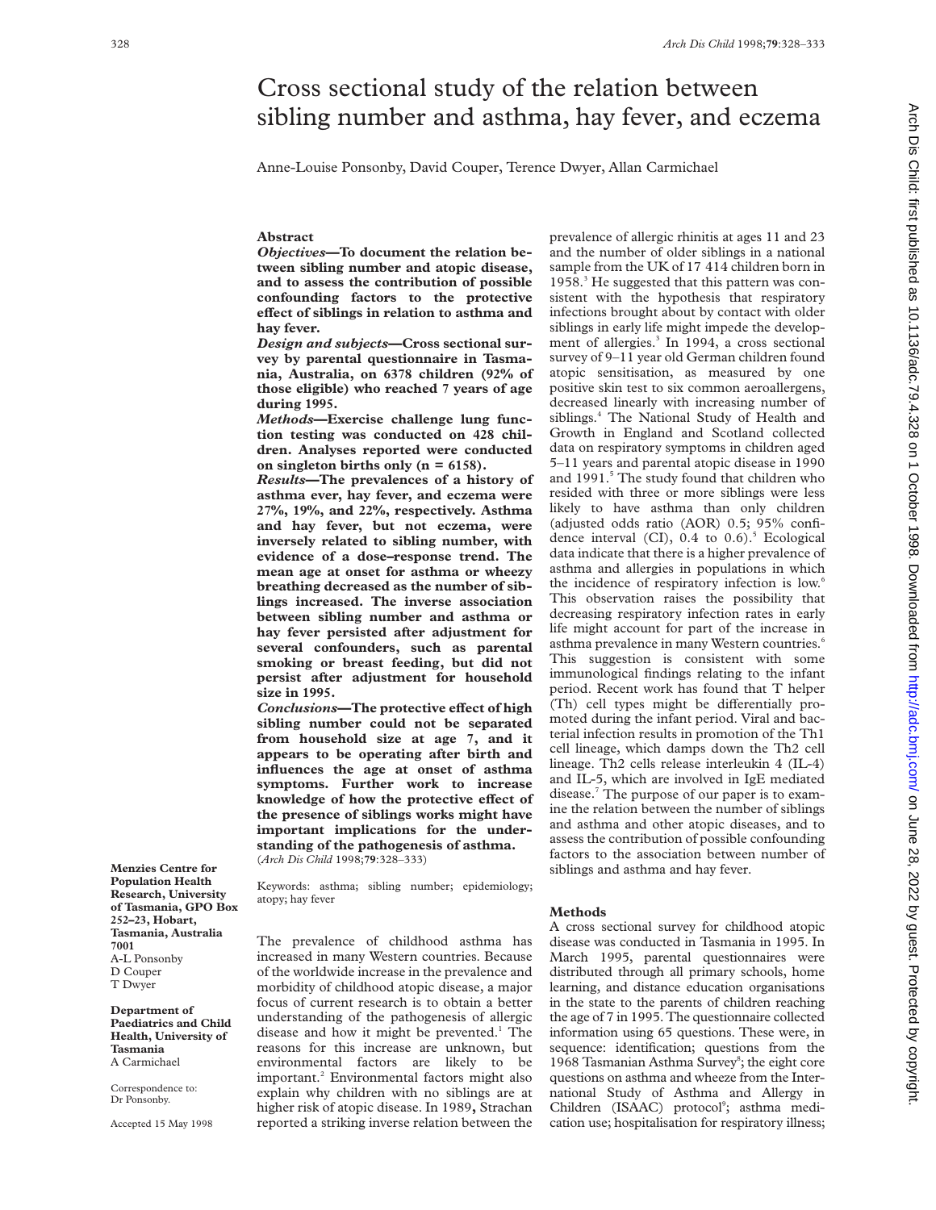# Cross sectional study of the relation between sibling number and asthma, hay fever, and eczema

Anne-Louise Ponsonby, David Couper, Terence Dwyer, Allan Carmichael

## Abstract

***Objectives*—To document the relation between sibling number and atopic disease, and to assess the contribution of possible confounding factors to the protective effect of siblings in relation to asthma and hay fever.**

***Design and subjects*—Cross sectional survey by parental questionnaire in Tasmania, Australia, on 6378 children (92% of those eligible) who reached 7 years of age during 1995.**

***Methods*—Exercise challenge lung function testing was conducted on 428 children. Analyses reported were conducted on singleton births only (n = 6158).**

***Results*—The prevalences of a history of asthma ever, hay fever, and eczema were 27%, 19%, and 22%, respectively. Asthma and hay fever, but not eczema, were inversely related to sibling number, with evidence of a dose–response trend. The mean age at onset for asthma or wheezy breathing decreased as the number of siblings increased. The inverse association between sibling number and asthma or hay fever persisted after adjustment for several confounders, such as parental smoking or breast feeding, but did not persist after adjustment for household size in 1995.**

***Conclusions*—The protective effect of high sibling number could not be separated from household size at age 7, and it appears to be operating after birth and influences the age at onset of asthma symptoms. Further work to increase knowledge of how the protective effect of the presence of siblings works might have important implications for the understanding of the pathogenesis of asthma.**

(*Arch Dis Child* 1998;**79**:328–333)

Keywords: asthma; sibling number; epidemiology; atopy; hay fever

The prevalence of childhood asthma has increased in many Western countries. Because of the worldwide increase in the prevalence and morbidity of childhood atopic disease, a major focus of current research is to obtain a better understanding of the pathogenesis of allergic disease and how it might be prevented.[1] The reasons for this increase are unknown, but environmental factors are likely to be important.[2] Environmental factors might also explain why children with no siblings are at higher risk of atopic disease. In 1989, Strachan reported a striking inverse relation between the prevalence of allergic rhinitis at ages 11 and 23 and the number of older siblings in a national sample from the UK of 17 414 children born in 1958.[3] He suggested that this pattern was consistent with the hypothesis that respiratory infections brought about by contact with older siblings in early life might impede the development of allergies.[3] In 1994, a cross sectional survey of 9–11 year old German children found atopic sensitisation, as measured by one positive skin test to six common aeroallergens, decreased linearly with increasing number of siblings.[4] The National Study of Health and Growth in England and Scotland collected data on respiratory symptoms in children aged 5–11 years and parental atopic disease in 1990 and 1991.[5] The study found that children who resided with three or more siblings were less likely to have asthma than only children (adjusted odds ratio (AOR) 0.5; 95% confidence interval (CI), 0.4 to 0.6).[5] Ecological data indicate that there is a higher prevalence of asthma and allergies in populations in which the incidence of respiratory infection is low.[6] This observation raises the possibility that decreasing respiratory infection rates in early life might account for part of the increase in asthma prevalence in many Western countries.[6] This suggestion is consistent with some immunological findings relating to the infant period. Recent work has found that T helper (Th) cell types might be differentially promoted during the infant period. Viral and bacterial infection results in promotion of the Th1 cell lineage, which damps down the Th2 cell lineage. Th2 cells release interleukin 4 (IL-4) and IL-5, which are involved in IgE mediated disease.[7] The purpose of our paper is to examine the relation between the number of siblings and asthma and other atopic diseases, and to assess the contribution of possible confounding factors to the association between number of siblings and asthma and hay fever.

## Methods

A cross sectional survey for childhood atopic disease was conducted in Tasmania in 1995. In March 1995, parental questionnaires were distributed through all primary schools, home learning, and distance education organisations in the state to the parents of children reaching the age of 7 in 1995. The questionnaire collected information using 65 questions. These were, in sequence: identification; questions from the 1968 Tasmanian Asthma Survey[8]; the eight core questions on asthma and wheeze from the International Study of Asthma and Allergy in Children (ISAAC) protocol[9]; asthma medication use; hospitalisation for respiratory illness;

**Menzies Centre for Population Health Research, University of Tasmania, GPO Box 252–23, Hobart, Tasmania, Australia 7001**
A-L Ponsonby
D Couper
T Dwyer

**Department of Paediatrics and Child Health, University of Tasmania**
A Carmichael

Correspondence to: Dr Ponsonby.

Accepted 15 May 1998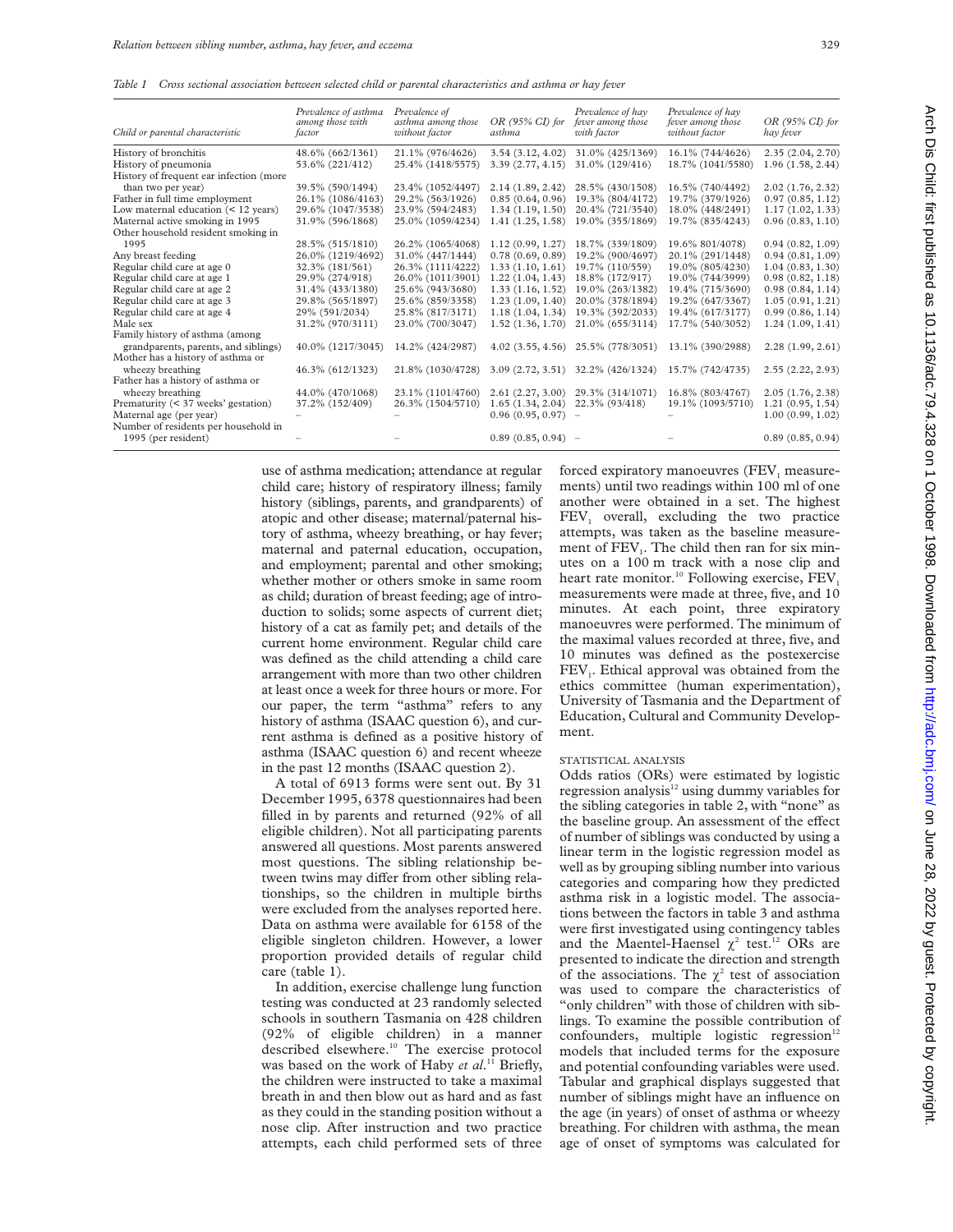*Table 1 Cross sectional association between selected child or parental characteristics and asthma or hay fever*

| Child or parental characteristic | Prevalence of asthma among those with factor | Prevalence of asthma among those without factor | OR (95% CI) for asthma | Prevalence of hay fever among those with factor | Prevalence of hay fever among those without factor | OR (95% CI) for hay fever |
|---|---|---|---|---|---|---|
| History of bronchitis | 48.6% (662/1361) | 21.1% (976/4626) | 3.54 (3.12, 4.02) | 31.0% (425/1369) | 16.1% (744/4626) | 2.35 (2.04, 2.70) |
| History of pneumonia | 53.6% (221/412) | 25.4% (1418/5575) | 3.39 (2.77, 4.15) | 31.0% (129/416) | 18.7% (1041/5580) | 1.96 (1.58, 2.44) |
| History of frequent ear infection (more than two per year) | 39.5% (590/1494) | 23.4% (1052/4497) | 2.14 (1.89, 2.42) | 28.5% (430/1508) | 16.5% (740/4492) | 2.02 (1.76, 2.32) |
| Father in full time employment | 26.1% (1086/4163) | 29.2% (563/1926) | 0.85 (0.64, 0.96) | 19.3% (804/4172) | 19.7% (379/1926) | 0.97 (0.85, 1.12) |
| Low maternal education (< 12 years) | 29.6% (1047/3538) | 23.9% (594/2483) | 1.34 (1.19, 1.50) | 20.4% (721/3540) | 18.0% (448/2491) | 1.17 (1.02, 1.33) |
| Maternal active smoking in 1995 | 31.9% (596/1868) | 25.0% (1059/4234) | 1.41 (1.25, 1.58) | 19.0% (355/1869) | 19.7% (835/4243) | 0.96 (0.83, 1.10) |
| Other household resident smoking in 1995 | 28.5% (515/1810) | 26.2% (1065/4068) | 1.12 (0.99, 1.27) | 18.7% (339/1809) | 19.6% 801/4078) | 0.94 (0.82, 1.09) |
| Any breast feeding | 26.0% (1219/4692) | 31.0% (447/1444) | 0.78 (0.69, 0.89) | 19.2% (900/4697) | 20.1% (291/1448) | 0.94 (0.81, 1.09) |
| Regular child care at age 0 | 32.3% (181/561) | 26.3% (1111/4222) | 1.33 (1.10, 1.61) | 19.7% (110/559) | 19.0% (805/4230) | 1.04 (0.83, 1.30) |
| Regular child care at age 1 | 29.9% (274/918) | 26.0% (1011/3901) | 1.22 (1.04, 1.43) | 18.8% (172/917) | 19.0% (744/3999) | 0.98 (0.82, 1.18) |
| Regular child care at age 2 | 31.4% (433/1380) | 25.6% (943/3680) | 1.33 (1.16, 1.52) | 19.0% (263/1382) | 19.4% (715/3690) | 0.98 (0.84, 1.14) |
| Regular child care at age 3 | 29.8% (565/1897) | 25.6% (859/3358) | 1.23 (1.09, 1.40) | 20.0% (378/1894) | 19.2% (647/3367) | 1.05 (0.91, 1.21) |
| Regular child care at age 4 | 29% (591/2034) | 25.8% (817/3171) | 1.18 (1.04, 1.34) | 19.3% (392/2033) | 19.4% (617/3177) | 0.99 (0.86, 1.14) |
| Male sex | 31.2% (970/3111) | 23.0% (700/3047) | 1.52 (1.36, 1.70) | 21.0% (655/3114) | 17.7% (540/3052) | 1.24 (1.09, 1.41) |
| Family history of asthma (among grandparents, parents, and siblings) | 40.0% (1217/3045) | 14.2% (424/2987) | 4.02 (3.55, 4.56) | 25.5% (778/3051) | 13.1% (390/2988) | 2.28 (1.99, 2.61) |
| Mother has a history of asthma or wheezy breathing | 46.3% (612/1323) | 21.8% (1030/4728) | 3.09 (2.72, 3.51) | 32.2% (426/1324) | 15.7% (742/4735) | 2.55 (2.22, 2.93) |
| Father has a history of asthma or wheezy breathing | 44.0% (470/1068) | 23.1% (1101/4760) | 2.61 (2.27, 3.00) | 29.3% (314/1071) | 16.8% (803/4767) | 2.05 (1.76, 2.38) |
| Prematurity (< 37 weeks' gestation) | 37.2% (152/409) | 26.3% (1504/5710) | 1.65 (1.34, 2.04) | 22.3% (93/418) | 19.1% (1093/5710) | 1.21 (0.95, 1.54) |
| Maternal age (per year) | – | – | 0.96 (0.95, 0.97) | – | – | 1.00 (0.99, 1.02) |
| Number of residents per household in 1995 (per resident) | – | – | 0.89 (0.85, 0.94) | – | – | 0.89 (0.85, 0.94) |

use of asthma medication; attendance at regular child care; history of respiratory illness; family history (siblings, parents, and grandparents) of atopic and other disease; maternal/paternal history of asthma, wheezy breathing, or hay fever; maternal and paternal education, occupation, and employment; parental and other smoking; whether mother or others smoke in same room as child; duration of breast feeding; age of introduction to solids; some aspects of current diet; history of a cat as family pet; and details of the current home environment. Regular child care was defined as the child attending a child care arrangement with more than two other children at least once a week for three hours or more. For our paper, the term "asthma" refers to any history of asthma (ISAAC question 6), and current asthma is defined as a positive history of asthma (ISAAC question 6) and recent wheeze in the past 12 months (ISAAC question 2).

A total of 6913 forms were sent out. By 31 December 1995, 6378 questionnaires had been filled in by parents and returned (92% of all eligible children). Not all participating parents answered all questions. Most parents answered most questions. The sibling relationship between twins may differ from other sibling relationships, so the children in multiple births were excluded from the analyses reported here. Data on asthma were available for 6158 of the eligible singleton children. However, a lower proportion provided details of regular child care (table 1).

In addition, exercise challenge lung function testing was conducted at 23 randomly selected schools in southern Tasmania on 428 children (92% of eligible children) in a manner described elsewhere.[10] The exercise protocol was based on the work of Haby *et al*.[11] Briefly, the children were instructed to take a maximal breath in and then blow out as hard and as fast as they could in the standing position without a nose clip. After instruction and two practice attempts, each child performed sets of three forced expiratory manoeuvres ($FEV_1$ measurements) until two readings within 100 ml of one another were obtained in a set. The highest $FEV_1$ overall, excluding the two practice attempts, was taken as the baseline measurement of $FEV_1$. The child then ran for six minutes on a 100 m track with a nose clip and heart rate monitor.[10] Following exercise, $FEV_1$ measurements were made at three, five, and 10 minutes. At each point, three expiratory manoeuvres were performed. The minimum of the maximal values recorded at three, five, and 10 minutes was defined as the postexercise $FEV_1$. Ethical approval was obtained from the ethics committee (human experimentation), University of Tasmania and the Department of Education, Cultural and Community Development.

### STATISTICAL ANALYSIS

Odds ratios (ORs) were estimated by logistic regression analysis[12] using dummy variables for the sibling categories in table 2, with "none" as the baseline group. An assessment of the effect of number of siblings was conducted by using a linear term in the logistic regression model as well as by grouping sibling number into various categories and comparing how they predicted asthma risk in a logistic model. The associations between the factors in table 3 and asthma were first investigated using contingency tables and the Maentel-Haensel $\chi^2$ test.[12] ORs are presented to indicate the direction and strength of the associations. The $\chi^2$ test of association was used to compare the characteristics of "only children" with those of children with siblings. To examine the possible contribution of confounders, multiple logistic regression[12] models that included terms for the exposure and potential confounding variables were used. Tabular and graphical displays suggested that number of siblings might have an influence on the age (in years) of onset of asthma or wheezy breathing. For children with asthma, the mean age of onset of symptoms was calculated for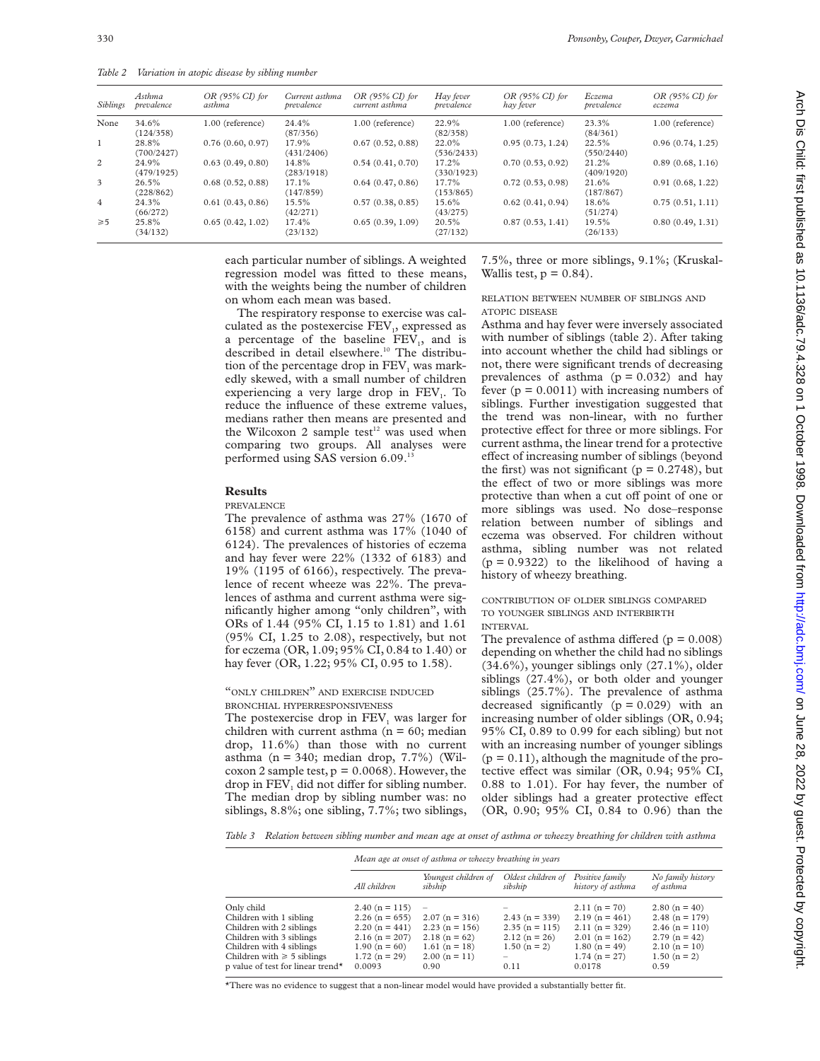*Table 2 Variation in atopic disease by sibling number*

| Siblings | Asthma prevalence | OR (95% CI) for asthma | Current asthma prevalence | OR (95% CI) for current asthma | Hay fever prevalence | OR (95% CI) for hay fever | Eczema prevalence | OR (95% CI) for eczema |
|---|---|---|---|---|---|---|---|---|
| None | 34.6% (124/358) | 1.00 (reference) | 24.4% (87/356) | 1.00 (reference) | 22.9% (82/358) | 1.00 (reference) | 23.3% (84/361) | 1.00 (reference) |
| 1 | 28.8% (700/2427) | 0.76 (0.60, 0.97) | 17.9% (431/2406) | 0.67 (0.52, 0.88) | 22.0% (536/2433) | 0.95 (0.73, 1.24) | 22.5% (550/2440) | 0.96 (0.74, 1.25) |
| 2 | 24.9% (479/1925) | 0.63 (0.49, 0.80) | 14.8% (283/1918) | 0.54 (0.41, 0.70) | 17.2% (330/1923) | 0.70 (0.53, 0.92) | 21.2% (409/1920) | 0.89 (0.68, 1.16) |
| 3 | 26.5% (228/862) | 0.68 (0.52, 0.88) | 17.1% (147/859) | 0.64 (0.47, 0.86) | 17.7% (153/865) | 0.72 (0.53, 0.98) | 21.6% (187/867) | 0.91 (0.68, 1.22) |
| 4 | 24.3% (66/272) | 0.61 (0.43, 0.86) | 15.5% (42/271) | 0.57 (0.38, 0.85) | 15.6% (43/275) | 0.62 (0.41, 0.94) | 18.6% (51/274) | 0.75 (0.51, 1.11) |
| ≥5 | 25.8% (34/132) | 0.65 (0.42, 1.02) | 17.4% (23/132) | 0.65 (0.39, 1.09) | 20.5% (27/132) | 0.87 (0.53, 1.41) | 19.5% (26/133) | 0.80 (0.49, 1.31) |

each particular number of siblings. A weighted regression model was fitted to these means, with the weights being the number of children on whom each mean was based.

The respiratory response to exercise was calculated as the postexercise $FEV_1$, expressed as a percentage of the baseline $FEV_1$, and is described in detail elsewhere.[10] The distribution of the percentage drop in $FEV_1$ was markedly skewed, with a small number of children experiencing a very large drop in $FEV_1$. To reduce the influence of these extreme values, medians rather then means are presented and the Wilcoxon 2 sample test[12] was used when comparing two groups. All analyses were performed using SAS version 6.09.[13]

## Results

### PREVALENCE

The prevalence of asthma was 27% (1670 of 6158) and current asthma was 17% (1040 of 6124). The prevalences of histories of eczema and hay fever were 22% (1332 of 6183) and 19% (1195 of 6166), respectively. The prevalence of recent wheeze was 22%. The prevalences of asthma and current asthma were significantly higher among "only children", with ORs of 1.44 (95% CI, 1.15 to 1.81) and 1.61 (95% CI, 1.25 to 2.08), respectively, but not for eczema (OR, 1.09; 95% CI, 0.84 to 1.40) or hay fever (OR, 1.22; 95% CI, 0.95 to 1.58).

### "ONLY CHILDREN" AND EXERCISE INDUCED BRONCHIAL HYPERRESPONSIVENESS

The postexercise drop in $FEV_1$ was larger for children with current asthma (n = 60; median drop, 11.6%) than those with no current asthma (n = 340; median drop, 7.7%) (Wilcoxon 2 sample test, p = 0.0068). However, the drop in $FEV_1$ did not differ for sibling number. The median drop by sibling number was: no siblings, 8.8%; one sibling, 7.7%; two siblings, 7.5%, three or more siblings, 9.1%; (Kruskal-Wallis test, p = 0.84).

### RELATION BETWEEN NUMBER OF SIBLINGS AND ATOPIC DISEASE

Asthma and hay fever were inversely associated with number of siblings (table 2). After taking into account whether the child had siblings or not, there were significant trends of decreasing prevalences of asthma (p = 0.032) and hay fever (p = 0.0011) with increasing numbers of siblings. Further investigation suggested that the trend was non-linear, with no further protective effect for three or more siblings. For current asthma, the linear trend for a protective effect of increasing number of siblings (beyond the first) was not significant (p = 0.2748), but the effect of two or more siblings was more protective than when a cut off point of one or more siblings was used. No dose–response relation between number of siblings and eczema was observed. For children without asthma, sibling number was not related (p = 0.9322) to the likelihood of having a history of wheezy breathing.

### CONTRIBUTION OF OLDER SIBLINGS COMPARED TO YOUNGER SIBLINGS AND INTERBIRTH INTERVAL

The prevalence of asthma differed (p = 0.008) depending on whether the child had no siblings (34.6%), younger siblings only (27.1%), older siblings (27.4%), or both older and younger siblings (25.7%). The prevalence of asthma decreased significantly (p = 0.029) with an increasing number of older siblings (OR, 0.94; 95% CI, 0.89 to 0.99 for each sibling) but not with an increasing number of younger siblings (p = 0.11), although the magnitude of the protective effect was similar (OR, 0.94; 95% CI, 0.88 to 1.01). For hay fever, the number of older siblings had a greater protective effect (OR, 0.90; 95% CI, 0.84 to 0.96) than the

*Table 3 Relation between sibling number and mean age at onset of asthma or wheezy breathing for children with asthma*

| | Mean age at onset of asthma or wheezy breathing in years | | | | |
|---|---|---|---|---|---|
| | All children | Youngest children of sibship | Oldest children of sibship | Positive family history of asthma | No family history of asthma |
| Only child | 2.40 (n = 115) | – | – | 2.11 (n = 70) | 2.80 (n = 40) |
| Children with 1 sibling | 2.26 (n = 655) | 2.07 (n = 316) | 2.43 (n = 339) | 2.19 (n = 461) | 2.48 (n = 179) |
| Children with 2 siblings | 2.20 (n = 441) | 2.23 (n = 156) | 2.35 (n = 115) | 2.11 (n = 329) | 2.46 (n = 110) |
| Children with 3 siblings | 2.16 (n = 207) | 2.18 (n = 62) | 2.12 (n = 26) | 2.01 (n = 162) | 2.79 (n = 42) |
| Children with 4 siblings | 1.90 (n = 60) | 1.61 (n = 18) | 1.50 (n = 2) | 1.80 (n = 49) | 2.10 (n = 10) |
| Children with ≥ 5 siblings | 1.72 (n = 29) | 2.00 (n = 11) | – | 1.74 (n = 27) | 1.50 (n = 2) |
| p value of test for linear trend* | 0.0093 | 0.90 | 0.11 | 0.0178 | 0.59 |

*There was no evidence to suggest that a non-linear model would have provided a substantially better fit.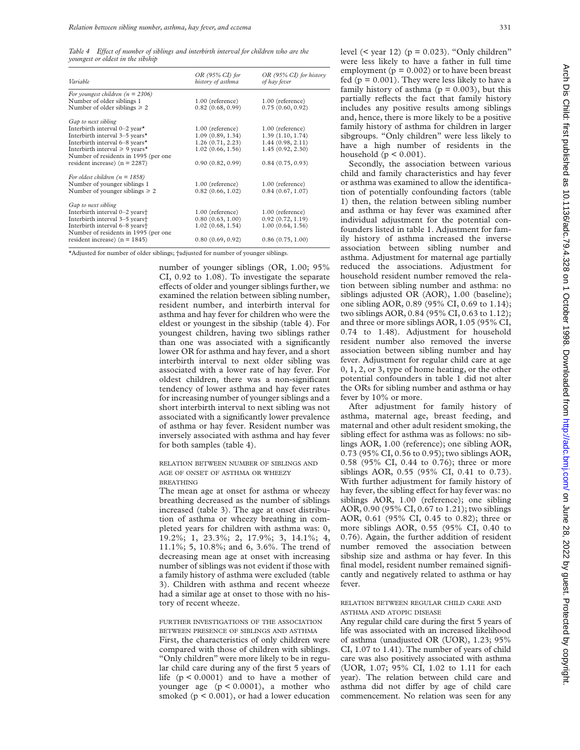*Table 4 Effect of number of siblings and interbirth interval for children who are the youngest or oldest in the sibship*

| Variable | OR (95% CI) for history of asthma | OR (95% CI) for history of hay fever |
|---|---|---|
| *For youngest children (n = 2306)* | | |
| Number of older siblings 1 | 1.00 (reference) | 1.00 (reference) |
| Number of older siblings ⩾ 2 | 0.82 (0.68, 0.99) | 0.75 (0.60, 0.92) |
| *Gap to next sibling* | | |
| Interbirth interval 0–2 year* | 1.00 (reference) | 1.00 (reference) |
| Interbirth interval 3–5 years* | 1.09 (0.89, 1.34) | 1.39 (1.10, 1.74) |
| Interbirth interval 6–8 years* | 1.26 (0.71, 2.23) | 1.44 (0.98, 2.11) |
| Interbirth interval ⩾ 9 years* | 1.02 (0.66, 1.56) | 1.45 (0.92, 2.30) |
| Number of residents in 1995 (per one resident increase) (n = 2287) | 0.90 (0.82, 0.99) | 0.84 (0.75, 0.93) |
| *For oldest children (n = 1858)* | | |
| Number of younger siblings 1 | 1.00 (reference) | 1.00 (reference) |
| Number of younger siblings ⩾ 2 | 0.82 (0.66, 1.02) | 0.84 (0.67, 1.07) |
| *Gap to next sibling* | | |
| Interbirth interval 0–2 years† | 1.00 (reference) | 1.00 (reference) |
| Interbirth interval 3–5 years† | 0.80 (0.63, 1.00) | 0.92 (0.72, 1.19) |
| Interbirth interval 6–8 years† | 1.02 (0.68, 1.54) | 1.00 (0.64, 1.56) |
| Number of residents in 1995 (per one resident increase) (n = 1845) | 0.80 (0.69, 0.92) | 0.86 (0.75, 1.00) |

*Adjusted for number of older siblings; †adjusted for number of younger siblings.

number of younger siblings (OR, 1.00; 95% CI, 0.92 to 1.08). To investigate the separate effects of older and younger siblings further, we examined the relation between sibling number, resident number, and interbirth interval for asthma and hay fever for children who were the eldest or youngest in the sibship (table 4). For youngest children, having two siblings rather than one was associated with a significantly lower OR for asthma and hay fever, and a short interbirth interval to next older sibling was associated with a lower rate of hay fever. For oldest children, there was a non-significant tendency of lower asthma and hay fever rates for increasing number of younger siblings and a short interbirth interval to next sibling was not associated with a significantly lower prevalence of asthma or hay fever. Resident number was inversely associated with asthma and hay fever for both samples (table 4).

### RELATION BETWEEN NUMBER OF SIBLINGS AND AGE OF ONSET OF ASTHMA OR WHEEZY BREATHING

The mean age at onset for asthma or wheezy breathing decreased as the number of siblings increased (table 3). The age at onset distribution of asthma or wheezy breathing in completed years for children with asthma was: 0, 19.2%; 1, 23.3%; 2, 17.9%; 3, 14.1%; 4, 11.1%; 5, 10.8%; and 6, 3.6%. The trend of decreasing mean age at onset with increasing number of siblings was not evident if those with a family history of asthma were excluded (table 3). Children with asthma and recent wheeze had a similar age at onset to those with no history of recent wheeze.

### FURTHER INVESTIGATIONS OF THE ASSOCIATION BETWEEN PRESENCE OF SIBLINGS AND ASTHMA

First, the characteristics of only children were compared with those of children with siblings. "Only children" were more likely to be in regular child care during any of the first 5 years of life ($p < 0.0001$) and to have a mother of younger age ($p < 0.0001$), a mother who smoked ($p < 0.001$), or had a lower education level (< year 12) ($p = 0.023$). "Only children" were less likely to have a father in full time employment ($p = 0.002$) or to have been breast fed ($p = 0.001$). They were less likely to have a family history of asthma ($p = 0.003$), but this partially reflects the fact that family history includes any positive results among siblings and, hence, there is more likely to be a positive family history of asthma for children in larger sibgroups. "Only children" were less likely to have a high number of residents in the household ($p < 0.001$).

Secondly, the association between various child and family characteristics and hay fever or asthma was examined to allow the identification of potentially confounding factors (table 1) then, the relation between sibling number and asthma or hay fever was examined after individual adjustment for the potential confounders listed in table 1. Adjustment for family history of asthma increased the inverse association between sibling number and asthma. Adjustment for maternal age partially reduced the associations. Adjustment for household resident number removed the relation between sibling number and asthma: no siblings adjusted OR (AOR), 1.00 (baseline); one sibling AOR, 0.89 (95% CI, 0.69 to 1.14); two siblings AOR, 0.84 (95% CI, 0.63 to 1.12); and three or more siblings AOR, 1.05 (95% CI, 0.74 to 1.48). Adjustment for household resident number also removed the inverse association between sibling number and hay fever. Adjustment for regular child care at age 0, 1, 2, or 3, type of home heating, or the other potential confounders in table 1 did not alter the ORs for sibling number and asthma or hay fever by 10% or more.

After adjustment for family history of asthma, maternal age, breast feeding, and maternal and other adult resident smoking, the sibling effect for asthma was as follows: no siblings AOR, 1.00 (reference); one sibling AOR, 0.73 (95% CI, 0.56 to 0.95); two siblings AOR, 0.58 (95% CI, 0.44 to 0.76); three or more siblings AOR, 0.55 (95% CI, 0.41 to 0.73). With further adjustment for family history of hay fever, the sibling effect for hay fever was: no siblings AOR, 1.00 (reference); one sibling AOR, 0.90 (95% CI, 0.67 to 1.21); two siblings AOR, 0.61 (95% CI, 0.45 to 0.82); three or more siblings AOR, 0.55 (95% CI, 0.40 to 0.76). Again, the further addition of resident number removed the association between sibship size and asthma or hay fever. In this final model, resident number remained significantly and negatively related to asthma or hay fever.

### RELATION BETWEEN REGULAR CHILD CARE AND ASTHMA AND ATOPIC DISEASE

Any regular child care during the first 5 years of life was associated with an increased likelihood of asthma (unadjusted OR (UOR), 1.23; 95% CI, 1.07 to 1.41). The number of years of child care was also positively associated with asthma (UOR, 1.07; 95% CI, 1.02 to 1.11 for each year). The relation between child care and asthma did not differ by age of child care commencement. No relation was seen for any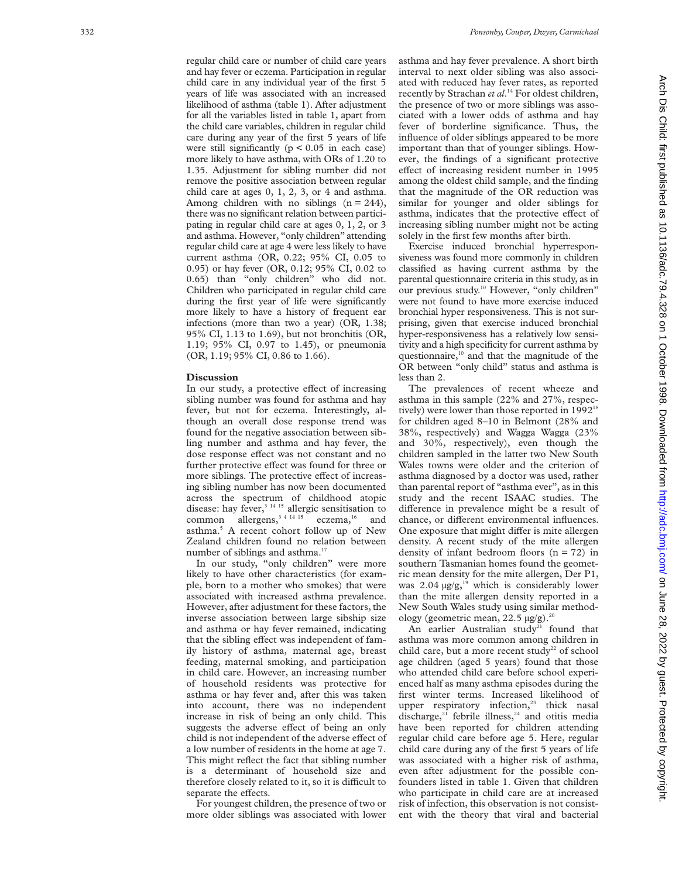regular child care or number of child care years and hay fever or eczema. Participation in regular child care in any individual year of the first 5 years of life was associated with an increased likelihood of asthma (table 1). After adjustment for all the variables listed in table 1, apart from the child care variables, children in regular child care during any year of the first 5 years of life were still significantly ($p < 0.05$ in each case) more likely to have asthma, with ORs of 1.20 to 1.35. Adjustment for sibling number did not remove the positive association between regular child care at ages 0, 1, 2, 3, or 4 and asthma. Among children with no siblings ($n = 244$), there was no significant relation between participating in regular child care at ages 0, 1, 2, or 3 and asthma. However, "only children" attending regular child care at age 4 were less likely to have current asthma (OR, 0.22; 95% CI, 0.05 to 0.95) or hay fever (OR, 0.12; 95% CI, 0.02 to 0.65) than "only children" who did not. Children who participated in regular child care during the first year of life were significantly more likely to have a history of frequent ear infections (more than two a year) (OR, 1.38; 95% CI, 1.13 to 1.69), but not bronchitis (OR, 1.19; 95% CI, 0.97 to 1.45), or pneumonia (OR, 1.19; 95% CI, 0.86 to 1.66).

## Discussion

In our study, a protective effect of increasing sibling number was found for asthma and hay fever, but not for eczema. Interestingly, although an overall dose response trend was found for the negative association between sibling number and asthma and hay fever, the dose response effect was not constant and no further protective effect was found for three or more siblings. The protective effect of increasing sibling number has now been documented across the spectrum of childhood atopic disease: hay fever,[3 14 15] allergic sensitisation to common allergens,[3 4 14 15] eczema,[16] and asthma.[5] A recent cohort follow up of New Zealand children found no relation between number of siblings and asthma.[17]

In our study, "only children" were more likely to have other characteristics (for example, born to a mother who smokes) that were associated with increased asthma prevalence. However, after adjustment for these factors, the inverse association between large sibship size and asthma or hay fever remained, indicating that the sibling effect was independent of family history of asthma, maternal age, breast feeding, maternal smoking, and participation in child care. However, an increasing number of household residents was protective for asthma or hay fever and, after this was taken into account, there was no independent increase in risk of being an only child. This suggests the adverse effect of being an only child is not independent of the adverse effect of a low number of residents in the home at age 7. This might reflect the fact that sibling number is a determinant of household size and therefore closely related to it, so it is difficult to separate the effects.

For youngest children, the presence of two or more older siblings was associated with lower asthma and hay fever prevalence. A short birth interval to next older sibling was also associated with reduced hay fever rates, as reported recently by Strachan *et al*.[14] For oldest children, the presence of two or more siblings was associated with a lower odds of asthma and hay fever of borderline significance. Thus, the influence of older siblings appeared to be more important than that of younger siblings. However, the findings of a significant protective effect of increasing resident number in 1995 among the oldest child sample, and the finding that the magnitude of the OR reduction was similar for younger and older siblings for asthma, indicates that the protective effect of increasing sibling number might not be acting solely in the first few months after birth.

Exercise induced bronchial hyperresponsiveness was found more commonly in children classified as having current asthma by the parental questionnaire criteria in this study, as in our previous study.[10] However, "only children" were not found to have more exercise induced bronchial hyper responsiveness. This is not surprising, given that exercise induced bronchial hyper-responsiveness has a relatively low sensitivity and a high specificity for current asthma by questionnaire,[10] and that the magnitude of the OR between "only child" status and asthma is less than 2.

The prevalences of recent wheeze and asthma in this sample (22% and 27%, respectively) were lower than those reported in 1992[18] for children aged 8–10 in Belmont (28% and 38%, respectively) and Wagga Wagga (23% and 30%, respectively), even though the children sampled in the latter two New South Wales towns were older and the criterion of asthma diagnosed by a doctor was used, rather than parental report of "asthma ever", as in this study and the recent ISAAC studies. The difference in prevalence might be a result of chance, or different environmental influences. One exposure that might differ is mite allergen density. A recent study of the mite allergen density of infant bedroom floors ($n = 72$) in southern Tasmanian homes found the geometric mean density for the mite allergen, Der P1, was 2.04 μg/g,[19] which is considerably lower than the mite allergen density reported in a New South Wales study using similar methodology (geometric mean, 22.5 μg/g).[20]

An earlier Australian study[21] found that asthma was more common among children in child care, but a more recent study[22] of school age children (aged 5 years) found that those who attended child care before school experienced half as many asthma episodes during the first winter terms. Increased likelihood of upper respiratory infection,[23] thick nasal discharge,[21] febrile illness,[24] and otitis media have been reported for children attending regular child care before age 5. Here, regular child care during any of the first 5 years of life was associated with a higher risk of asthma, even after adjustment for the possible confounders listed in table 1. Given that children who participate in child care are at increased risk of infection, this observation is not consistent with the theory that viral and bacterial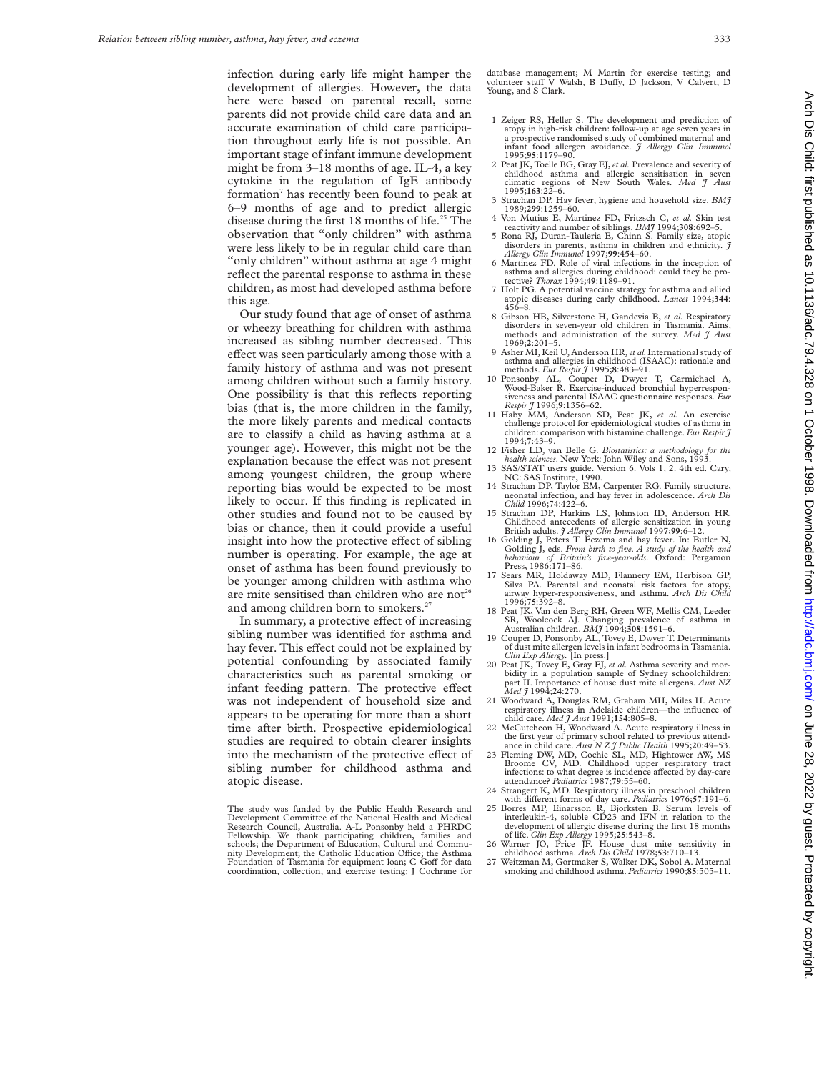infection during early life might hamper the development of allergies. However, the data here were based on parental recall, some parents did not provide child care data and an accurate examination of child care participation throughout early life is not possible. An important stage of infant immune development might be from 3–18 months of age. IL-4, a key cytokine in the regulation of IgE antibody formation[7] has recently been found to peak at 6–9 months of age and to predict allergic disease during the first 18 months of life.[25] The observation that "only children" with asthma were less likely to be in regular child care than "only children" without asthma at age 4 might reflect the parental response to asthma in these children, as most had developed asthma before this age.

Our study found that age of onset of asthma or wheezy breathing for children with asthma increased as sibling number decreased. This effect was seen particularly among those with a family history of asthma and was not present among children without such a family history. One possibility is that this reflects reporting bias (that is, the more children in the family, the more likely parents and medical contacts are to classify a child as having asthma at a younger age). However, this might not be the explanation because the effect was not present among youngest children, the group where reporting bias would be expected to be most likely to occur. If this finding is replicated in other studies and found not to be caused by bias or chance, then it could provide a useful insight into how the protective effect of sibling number is operating. For example, the age at onset of asthma has been found previously to be younger among children with asthma who are mite sensitised than children who are not[26] and among children born to smokers.[27]

In summary, a protective effect of increasing sibling number was identified for asthma and hay fever. This effect could not be explained by potential confounding by associated family characteristics such as parental smoking or infant feeding pattern. The protective effect was not independent of household size and appears to be operating for more than a short time after birth. Prospective epidemiological studies are required to obtain clearer insights into the mechanism of the protective effect of sibling number for childhood asthma and atopic disease.

The study was funded by the Public Health Research and Development Committee of the National Health and Medical Research Council, Australia. A-L Ponsonby held a PHRDC Fellowship. We thank participating children, families and schools; the Department of Education, Cultural and Community Development; the Catholic Education Office; the Asthma Foundation of Tasmania for equipment loan; C Goff for data coordination, collection, and exercise testing; J Cochrane for database management; M Martin for exercise testing; and volunteer staff V Walsh, B Duffy, D Jackson, V Calvert, D Young, and S Clark.

1. Zeiger RS, Heller S. The development and prediction of atopy in high-risk children: follow-up at age seven years in a prospective randomised study of combined maternal and infant food allergen avoidance. *J Allergy Clin Immunol* 1995;**95**:1179–90.
2. Peat JK, Toelle BG, Gray EJ, *et al*. Prevalence and severity of childhood asthma and allergic sensitisation in seven climatic regions of New South Wales. *Med J Aust* 1995;**163**:22–6.
3. Strachan DP. Hay fever, hygiene and household size. *BMJ* 1989;**299**:1259–60.
4. Von Mutius E, Martinez FD, Fritzsch C, *et al*. Skin test reactivity and number of siblings. *BMJ* 1994;**308**:692–5.
5. Rona RJ, Duran-Tauleria E, Chinn S. Family size, atopic disorders in parents, asthma in children and ethnicity. *J Allergy Clin Immunol* 1997;**99**:454–60.
6. Martinez FD. Role of viral infections in the inception of asthma and allergies during childhood: could they be protective? *Thorax* 1994;**49**:1189–91.
7. Holt PG. A potential vaccine strategy for asthma and allied atopic diseases during early childhood. *Lancet* 1994;**344**:456–8.
8. Gibson HB, Silverstone H, Gandevia B, *et al*. Respiratory disorders in seven-year old children in Tasmania. Aims, methods and administration of the survey. *Med J Aust* 1969;**2**:201–5.
9. Asher MI, Keil U, Anderson HR, *et al*. International study of asthma and allergies in childhood (ISAAC): rationale and methods. *Eur Respir J* 1995;**8**:483–91.
10. Ponsonby AL, Couper D, Dwyer T, Carmichael A, Wood-Baker R. Exercise-induced bronchial hyperresponsiveness and parental ISAAC questionnaire responses. *Eur Respir J* 1996;**9**:1356–62.
11. Haby MM, Anderson SD, Peat JK, *et al*. An exercise challenge protocol for epidemiological studies of asthma in children: comparison with histamine challenge. *Eur Respir J* 1994;**7**:43–9.
12. Fisher LD, van Belle G. *Biostatistics: a methodology for the health sciences*. New York: John Wiley and Sons, 1993.
13. SAS/STAT users guide. Version 6. Vols 1, 2. 4th ed. Cary, NC: SAS Institute, 1990.
14. Strachan DP, Taylor EM, Carpenter RG. Family structure, neonatal infection, and hay fever in adolescence. *Arch Dis Child* 1996;**74**:422–6.
15. Strachan DP, Harkins LS, Johnston ID, Anderson HR. Childhood antecedents of allergic sensitization in young British adults. *J Allergy Clin Immunol* 1997;**99**:6–12.
16. Golding J, Peters T. Eczema and hay fever. In: Butler N, Golding J, eds. *From birth to five. A study of the health and behaviour of Britain's five-year-olds*. Oxford: Pergamon Press, 1986:171–86.
17. Sears MR, Holdaway MD, Flannery EM, Herbison GP, Silva PA. Parental and neonatal risk factors for atopy, airway hyper-responsiveness, and asthma. *Arch Dis Child* 1996;**75**:392–8.
18. Peat JK, Van den Berg RH, Green WF, Mellis CM, Leeder SR, Woolcock AJ. Changing prevalence of asthma in Australian children. *BMJ* 1994;**308**:1591–6.
19. Couper D, Ponsonby AL, Tovey E, Dwyer T. Determinants of dust mite allergen levels in infant bedrooms in Tasmania. *Clin Exp Allergy*. [In press.]
20. Peat JK, Tovey E, Gray EJ, *et al*. Asthma severity and morbidity in a population sample of Sydney schoolchildren: part II. Importance of house dust mite allergens. *Aust NZ Med J* 1994;**24**:270.
21. Woodward A, Douglas RM, Graham MH, Miles H. Acute respiratory illness in Adelaide children—the influence of child care. *Med J Aust* 1991;**154**:805–8.
22. McCutcheon H, Woodward A. Acute respiratory illness in the first year of primary school related to previous attendance in child care. *Aust N Z J Public Health* 1995;**20**:49–53.
23. Fleming DW, MD, Cochie SL, MD, Hightower AW, MS Broome CV, MD. Childhood upper respiratory tract infections: to what degree is incidence affected by day-care attendance? *Pediatrics* 1987;**79**:55–60.
24. Strangert K, MD. Respiratory illness in preschool children with different forms of day care. *Pediatrics* 1976;**57**:191–6.
25. Borres MP, Einarsson R, Bjorksten B. Serum levels of interleukin-4, soluble CD23 and IFN in relation to the development of allergic disease during the first 18 months of life. *Clin Exp Allergy* 1995;**25**:543–8.
26. Warner JO, Price JF. House dust mite sensitivity in childhood asthma. *Arch Dis Child* 1978;**53**:710–13.
27. Weitzman M, Gortmaker S, Walker DK, Sobol A. Maternal smoking and childhood asthma. *Pediatrics* 1990;**85**:505–11.